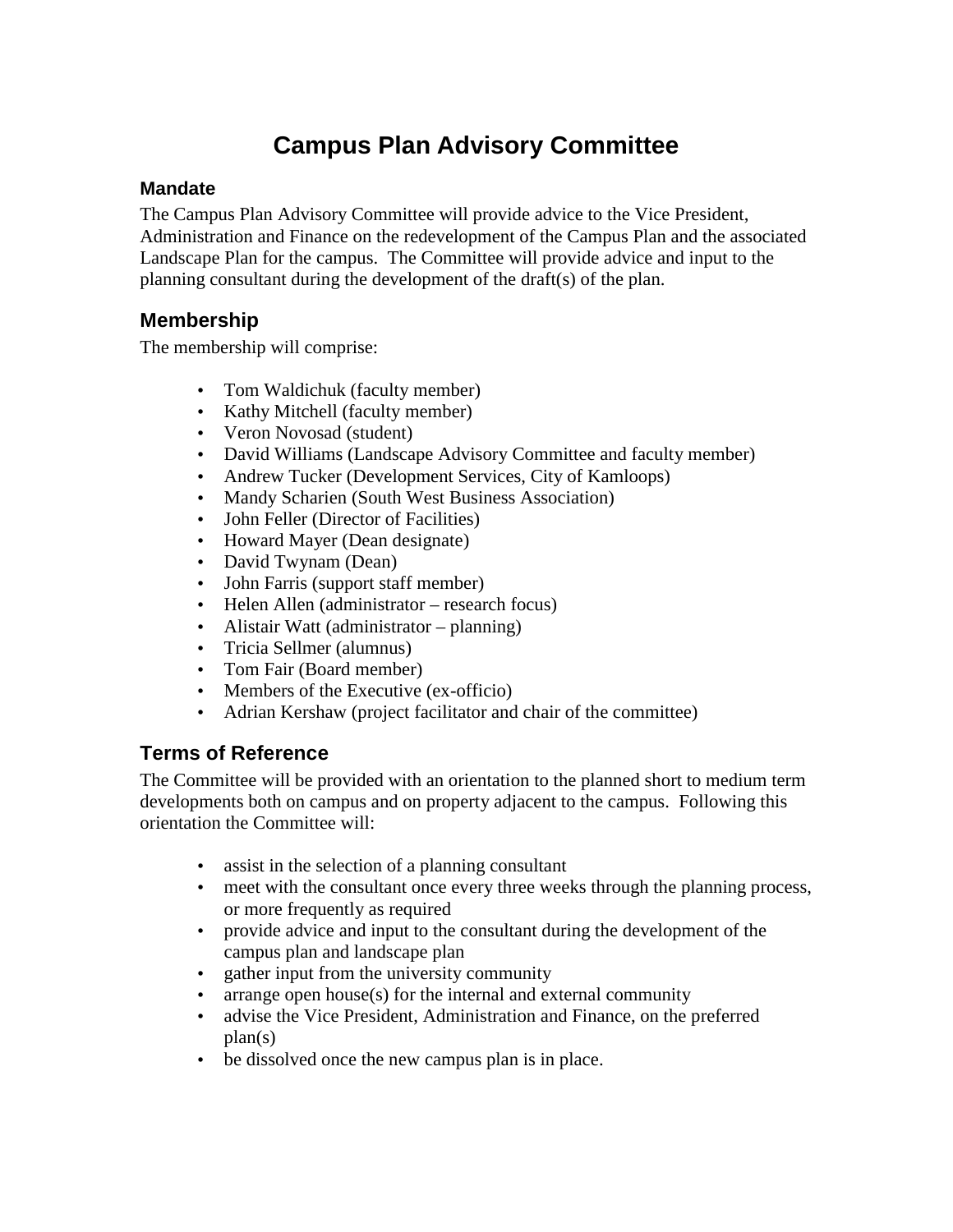# Campus Plan Advisory Committee

### Mandate

The Campus Plan Advisory Committee will provide advice to the Vice President, Administration and Finance on the redevelopment of the Campus Plan and the associated Landscape Plan for the campus. The Committee will provide advice and input to the planning consultant during the development of the draft(s) of the plan.

## Membership

The membership will comprise:

- Tom Waldichuk (faculty member)
- Kathy Mitchell (faculty member)
- Veron Novosad (student)
- David Williams (Landscape Advisory Committee and faculty member)
- Andrew Tucker (Development Services, City of Kamloops)
- Mandy Scharien (South West Business Association)
- John Feller (Director of Facilities)
- Howard Mayer (Dean designate)
- David Twynam (Dean)
- John Farris (support staff member)
- Helen Allen (administrator – research focus)
- Alistair Watt (administrator – planning)
- Tricia Sellmer (alumnus)
- Tom Fair (Board member)
- Members of the Executive (ex-officio)
- Adrian Kershaw (project facilitator and chair of the committee)

## Terms of Reference

The Committee will be provided with an orientation to the planned short to medium term developments both on campus and on property adjacent to the campus. Following this orientation the Committee will:

- assist in the selection of a planning consultant
- meet with the consultant once every three weeks through the planning process, or more frequently as required
- provide advice and input to the consultant during the development of the campus plan and landscape plan
- gather input from the university community
- arrange open house(s) for the internal and external community
- advise the Vice President, Administration and Finance, on the preferred plan(s)
- be dissolved once the new campus plan is in place.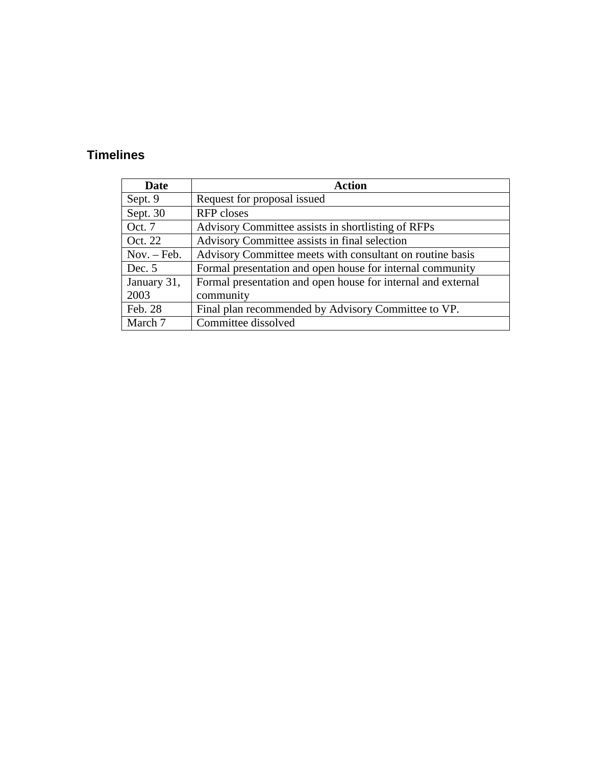## Timelines

| Date | Action |
|---|---|
| Sept. 9 | Request for proposal issued |
| Sept. 30 | RFP closes |
| Oct. 7 | Advisory Committee assists in shortlisting of RFPs |
| Oct. 22 | Advisory Committee assists in final selection |
| Nov. – Feb. | Advisory Committee meets with consultant on routine basis |
| Dec. 5 | Formal presentation and open house for internal community |
| January 31, 2003 | Formal presentation and open house for internal and external community |
| Feb. 28 | Final plan recommended by Advisory Committee to VP. |
| March 7 | Committee dissolved |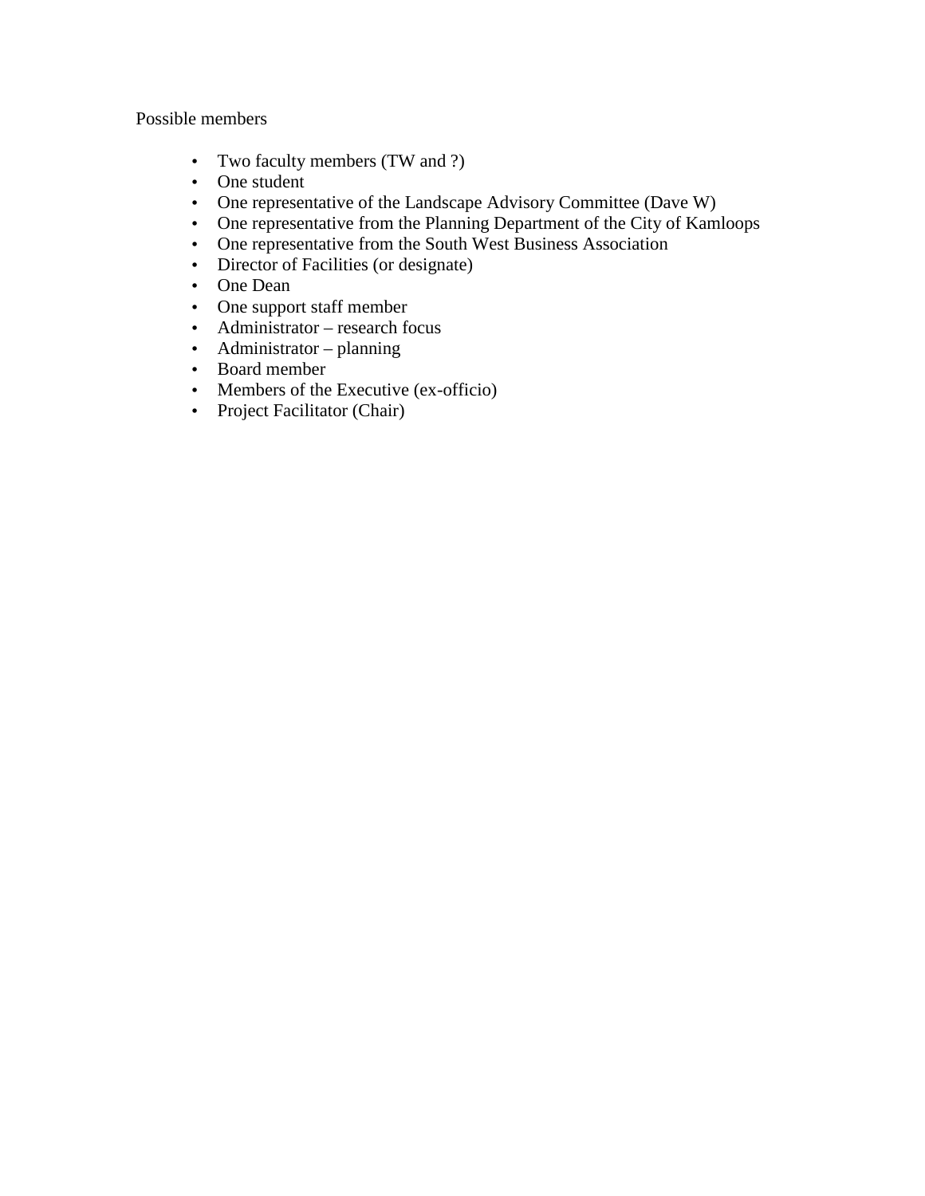Possible members

- Two faculty members (TW and ?)
- One student
- One representative of the Landscape Advisory Committee (Dave W)
- One representative from the Planning Department of the City of Kamloops
- One representative from the South West Business Association
- Director of Facilities (or designate)
- One Dean
- One support staff member
- Administrator – research focus
- Administrator – planning
- Board member
- Members of the Executive (ex-officio)
- Project Facilitator (Chair)